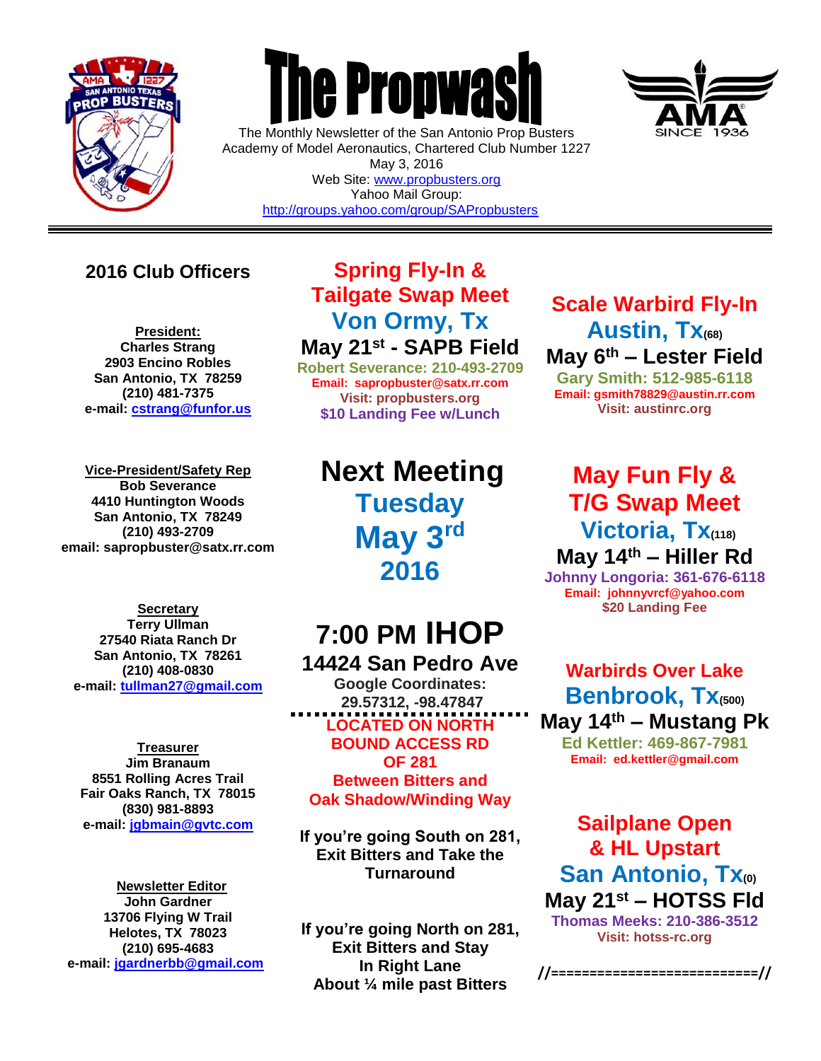# The Propwash

The Monthly Newsletter of the San Antonio Prop Busters
Academy of Model Aeronautics, Chartered Club Number 1227
May 3, 2016
Web Site: www.propbusters.org
Yahoo Mail Group:
http://groups.yahoo.com/group/SAPropbusters

---

## 2016 Club Officers

**President:**
**Charles Strang**
**2903 Encino Robles**
**San Antonio, TX 78259**
**(210) 481-7375**
**e-mail: cstrang@funfor.us**

**Vice-President/Safety Rep**
**Bob Severance**
**4410 Huntington Woods**
**San Antonio, TX 78249**
**(210) 493-2709**
**email: sapropbuster@satx.rr.com**

**Secretary**
**Terry Ullman**
**27540 Riata Ranch Dr**
**San Antonio, TX 78261**
**(210) 408-0830**
**e-mail: tullman27@gmail.com**

**Treasurer**
**Jim Branaum**
**8551 Rolling Acres Trail**
**Fair Oaks Ranch, TX 78015**
**(830) 981-8893**
**e-mail: jgbmain@gvtc.com**

**Newsletter Editor**
**John Gardner**
**13706 Flying W Trail**
**Helotes, TX 78023**
**(210) 695-4683**
**e-mail: jgardnerbb@gmail.com**

## Spring Fly-In & Tailgate Swap Meet
## Von Ormy, Tx
### May 21st - SAPB Field

**Robert Severance: 210-493-2709**
**Email: sapropbuster@satx.rr.com**
**Visit: propbusters.org**
**$10 Landing Fee w/Lunch**

## Next Meeting
## Tuesday
## May 3rd
## 2016

## 7:00 PM IHOP
### 14424 San Pedro Ave

**Google Coordinates:**
**29.57312, -98.47847**

**LOCATED ON NORTH BOUND ACCESS RD OF 281**
**Between Bitters and Oak Shadow/Winding Way**

**If you're going South on 281, Exit Bitters and Take the Turnaround**

**If you're going North on 281, Exit Bitters and Stay In Right Lane About ¼ mile past Bitters**

## Scale Warbird Fly-In
## Austin, Tx(68)
### May 6th – Lester Field

**Gary Smith: 512-985-6118**
**Email: gsmith78829@austin.rr.com**
**Visit: austinrc.org**

## May Fun Fly & T/G Swap Meet
## Victoria, Tx(118)
### May 14th – Hiller Rd

**Johnny Longoria: 361-676-6118**
**Email: johnnyvrcf@yahoo.com**
**$20 Landing Fee**

## Warbirds Over Lake Benbrook, Tx(500)
### May 14th – Mustang Pk

**Ed Kettler: 469-867-7981**
**Email: ed.kettler@gmail.com**

## Sailplane Open & HL Upstart
## San Antonio, Tx(0)
### May 21st – HOTSS Fld

**Thomas Meeks: 210-386-3512**
**Visit: hotss-rc.org**

//==========================//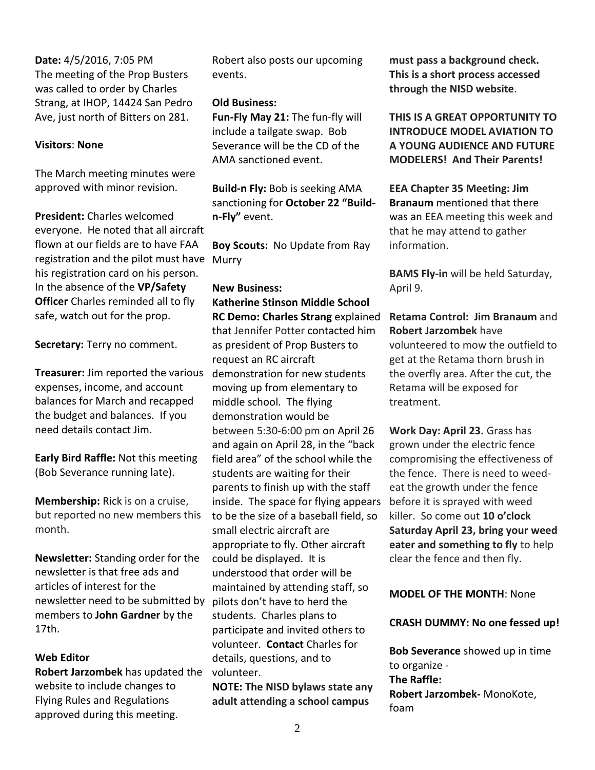**Date:** 4/5/2016, 7:05 PM
The meeting of the Prop Busters was called to order by Charles Strang, at IHOP, 14424 San Pedro Ave, just north of Bitters on 281.

**Visitors**: **None**

The March meeting minutes were approved with minor revision.

**President:** Charles welcomed everyone. He noted that all aircraft flown at our fields are to have FAA registration and the pilot must have his registration card on his person. In the absence of the **VP/Safety Officer** Charles reminded all to fly safe, watch out for the prop.

**Secretary:** Terry no comment.

**Treasurer:** Jim reported the various expenses, income, and account balances for March and recapped the budget and balances. If you need details contact Jim.

**Early Bird Raffle:** Not this meeting (Bob Severance running late).

**Membership:** Rick is on a cruise, but reported no new members this month.

**Newsletter:** Standing order for the newsletter is that free ads and articles of interest for the newsletter need to be submitted by members to **John Gardner** by the 17th.

**Web Editor**
**Robert Jarzombek** has updated the website to include changes to Flying Rules and Regulations approved during this meeting. Robert also posts our upcoming events.

**Old Business:**
**Fun-Fly May 21:** The fun-fly will include a tailgate swap. Bob Severance will be the CD of the AMA sanctioned event.

**Build-n Fly:** Bob is seeking AMA sanctioning for **October 22 "Build-n-Fly"** event.

**Boy Scouts:** No Update from Ray Murry

**New Business:**
**Katherine Stinson Middle School RC Demo: Charles Strang** explained that Jennifer Potter contacted him as president of Prop Busters to request an RC aircraft demonstration for new students moving up from elementary to middle school. The flying demonstration would be between 5:30-6:00 pm on April 26 and again on April 28, in the "back field area" of the school while the students are waiting for their parents to finish up with the staff inside. The space for flying appears to be the size of a baseball field, so small electric aircraft are appropriate to fly. Other aircraft could be displayed. It is understood that order will be maintained by attending staff, so pilots don't have to herd the students. Charles plans to participate and invited others to volunteer. **Contact** Charles for details, questions, and to volunteer.
**NOTE: The NISD bylaws state any adult attending a school campus must pass a background check. This is a short process accessed through the NISD website**.

**THIS IS A GREAT OPPORTUNITY TO INTRODUCE MODEL AVIATION TO A YOUNG AUDIENCE AND FUTURE MODELERS! And Their Parents!**

**EEA Chapter 35 Meeting: Jim Branaum** mentioned that there was an EEA meeting this week and that he may attend to gather information.

**BAMS Fly-in** will be held Saturday, April 9.

**Retama Control: Jim Branaum** and **Robert Jarzombek** have volunteered to mow the outfield to get at the Retama thorn brush in the overfly area. After the cut, the Retama will be exposed for treatment.

**Work Day: April 23.** Grass has grown under the electric fence compromising the effectiveness of the fence. There is need to weed-eat the growth under the fence before it is sprayed with weed killer. So come out **10 o'clock Saturday April 23, bring your weed eater and something to fly** to help clear the fence and then fly.

**MODEL OF THE MONTH**: None

**CRASH DUMMY: No one fessed up!**

**Bob Severance** showed up in time to organize -
**The Raffle:**
**Robert Jarzombek-** MonoKote, foam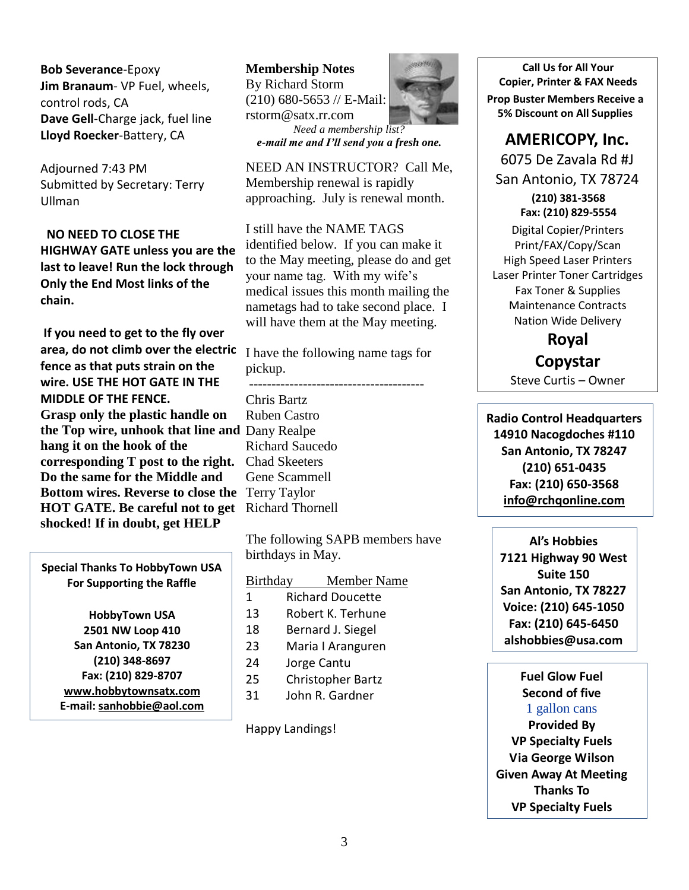**Bob Severance**-Epoxy
**Jim Branaum**- VP Fuel, wheels, control rods, CA
**Dave Gell**-Charge jack, fuel line
**Lloyd Roecker**-Battery, CA

Adjourned 7:43 PM
Submitted by Secretary: Terry Ullman

**NO NEED TO CLOSE THE HIGHWAY GATE unless you are the last to leave! Run the lock through Only the End Most links of the chain.**

**If you need to get to the fly over area, do not climb over the electric fence as that puts strain on the wire. USE THE HOT GATE IN THE MIDDLE OF THE FENCE. Grasp only the plastic handle on the Top wire, unhook that line and hang it on the hook of the corresponding T post to the right. Do the same for the Middle and Bottom wires. Reverse to close the HOT GATE. Be careful not to get shocked! If in doubt, get HELP**

**Special Thanks To HobbyTown USA For Supporting the Raffle**

**HobbyTown USA**
**2501 NW Loop 410**
**San Antonio, TX 78230**
**(210) 348-8697**
**Fax: (210) 829-8707**
**www.hobbytownsatx.com**
**E-mail: sanhobbie@aol.com**

## Membership Notes

By Richard Storm
(210) 680-5653 // E-Mail: rstorm@satx.rr.com

*Need a membership list?*
***e-mail me and I'll send you a fresh one.***

NEED AN INSTRUCTOR? Call Me, Membership renewal is rapidly approaching. July is renewal month.

I still have the NAME TAGS identified below. If you can make it to the May meeting, please do and get your name tag. With my wife's medical issues this month mailing the nametags had to take second place. I will have them at the May meeting.

I have the following name tags for pickup.

---------------------------------------

Chris Bartz
Ruben Castro
Dany Realpe
Richard Saucedo
Chad Skeeters
Gene Scammell
Terry Taylor
Richard Thornell

The following SAPB members have birthdays in May.

| Birthday | Member Name |
|---|---|
| 1 | Richard Doucette |
| 13 | Robert K. Terhune |
| 18 | Bernard J. Siegel |
| 23 | Maria I Aranguren |
| 24 | Jorge Cantu |
| 25 | Christopher Bartz |
| 31 | John R. Gardner |

Happy Landings!

**Call Us for All Your Copier, Printer & FAX Needs**
**Prop Buster Members Receive a 5% Discount on All Supplies**

**AMERICOPY, Inc.**
6075 De Zavala Rd #J
San Antonio, TX 78724
**(210) 381-3568**
**Fax: (210) 829-5554**
Digital Copier/Printers
Print/FAX/Copy/Scan
High Speed Laser Printers
Laser Printer Toner Cartridges
Fax Toner & Supplies
Maintenance Contracts
Nation Wide Delivery
**Royal**
**Copystar**
Steve Curtis – Owner

**Radio Control Headquarters**
**14910 Nacogdoches #110**
**San Antonio, TX 78247**
**(210) 651-0435**
**Fax: (210) 650-3568**
**info@rchqonline.com**

**Al's Hobbies**
**7121 Highway 90 West**
**Suite 150**
**San Antonio, TX 78227**
**Voice: (210) 645-1050**
**Fax: (210) 645-6450**
**alshobbies@usa.com**

**Fuel Glow Fuel**
**Second of five**
1 gallon cans
**Provided By**
**VP Specialty Fuels**
**Via George Wilson**
**Given Away At Meeting**
**Thanks To**
**VP Specialty Fuels**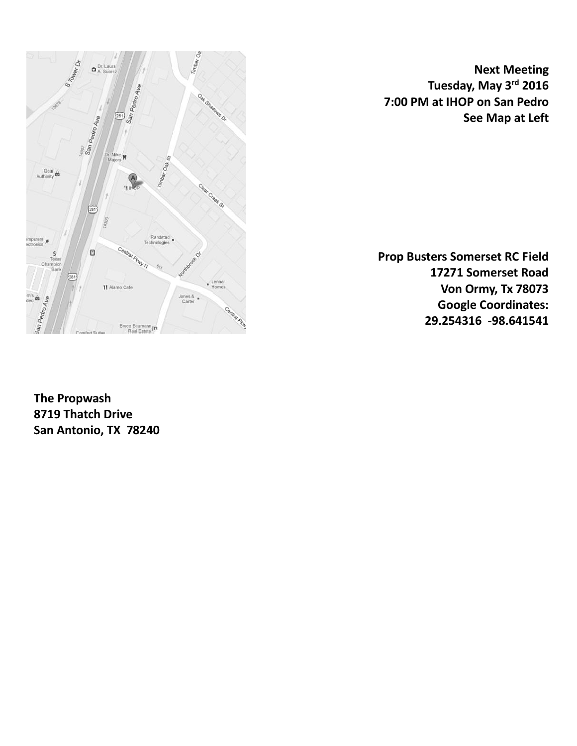**Next Meeting**
**Tuesday, May 3rd 2016**
**7:00 PM at IHOP on San Pedro**
**See Map at Left**

**Prop Busters Somerset RC Field**
**17271 Somerset Road**
**Von Ormy, Tx 78073**
**Google Coordinates:**
**29.254316 -98.641541**

**The Propwash**
**8719 Thatch Drive**
**San Antonio, TX 78240**